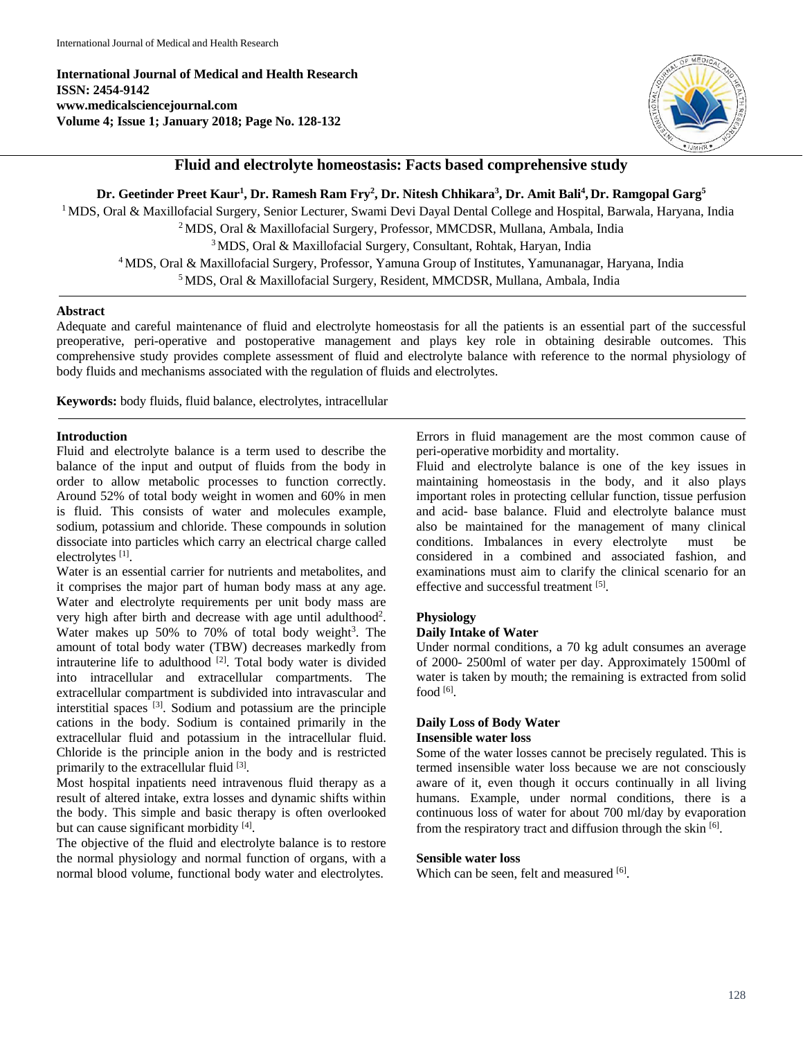# Fluid and electrolyte homeostasis: Facts based comprehensive study

**Dr. Geetinder Preet Kaur[1], Dr. Ramesh Ram Fry[2], Dr. Nitesh Chhikara[3], Dr. Amit Bali[4], Dr. Ramgopal Garg[5]**

[1] MDS, Oral & Maxillofacial Surgery, Senior Lecturer, Swami Devi Dayal Dental College and Hospital, Barwala, Haryana, India
[2] MDS, Oral & Maxillofacial Surgery, Professor, MMCDSR, Mullana, Ambala, India
[3] MDS, Oral & Maxillofacial Surgery, Consultant, Rohtak, Haryan, India
[4] MDS, Oral & Maxillofacial Surgery, Professor, Yamuna Group of Institutes, Yamunanagar, Haryana, India
[5] MDS, Oral & Maxillofacial Surgery, Resident, MMCDSR, Mullana, Ambala, India

## Abstract

Adequate and careful maintenance of fluid and electrolyte homeostasis for all the patients is an essential part of the successful preoperative, peri-operative and postoperative management and plays key role in obtaining desirable outcomes. This comprehensive study provides complete assessment of fluid and electrolyte balance with reference to the normal physiology of body fluids and mechanisms associated with the regulation of fluids and electrolytes.

**Keywords:** body fluids, fluid balance, electrolytes, intracellular

## Introduction

Fluid and electrolyte balance is a term used to describe the balance of the input and output of fluids from the body in order to allow metabolic processes to function correctly. Around 52% of total body weight in women and 60% in men is fluid. This consists of water and molecules example, sodium, potassium and chloride. These compounds in solution dissociate into particles which carry an electrical charge called electrolytes [1].

Water is an essential carrier for nutrients and metabolites, and it comprises the major part of human body mass at any age. Water and electrolyte requirements per unit body mass are very high after birth and decrease with age until adulthood[2]. Water makes up 50% to 70% of total body weight[3]. The amount of total body water (TBW) decreases markedly from intrauterine life to adulthood [2]. Total body water is divided into intracellular and extracellular compartments. The extracellular compartment is subdivided into intravascular and interstitial spaces [3]. Sodium and potassium are the principle cations in the body. Sodium is contained primarily in the extracellular fluid and potassium in the intracellular fluid. Chloride is the principle anion in the body and is restricted primarily to the extracellular fluid [3].

Most hospital inpatients need intravenous fluid therapy as a result of altered intake, extra losses and dynamic shifts within the body. This simple and basic therapy is often overlooked but can cause significant morbidity [4].

The objective of the fluid and electrolyte balance is to restore the normal physiology and normal function of organs, with a normal blood volume, functional body water and electrolytes. Errors in fluid management are the most common cause of peri-operative morbidity and mortality.

Fluid and electrolyte balance is one of the key issues in maintaining homeostasis in the body, and it also plays important roles in protecting cellular function, tissue perfusion and acid- base balance. Fluid and electrolyte balance must also be maintained for the management of many clinical conditions. Imbalances in every electrolyte must be considered in a combined and associated fashion, and examinations must aim to clarify the clinical scenario for an effective and successful treatment [5].

## Physiology

### Daily Intake of Water

Under normal conditions, a 70 kg adult consumes an average of 2000- 2500ml of water per day. Approximately 1500ml of water is taken by mouth; the remaining is extracted from solid food [6].

### Daily Loss of Body Water

#### Insensible water loss

Some of the water losses cannot be precisely regulated. This is termed insensible water loss because we are not consciously aware of it, even though it occurs continually in all living humans. Example, under normal conditions, there is a continuous loss of water for about 700 ml/day by evaporation from the respiratory tract and diffusion through the skin [6].

#### Sensible water loss

Which can be seen, felt and measured [6].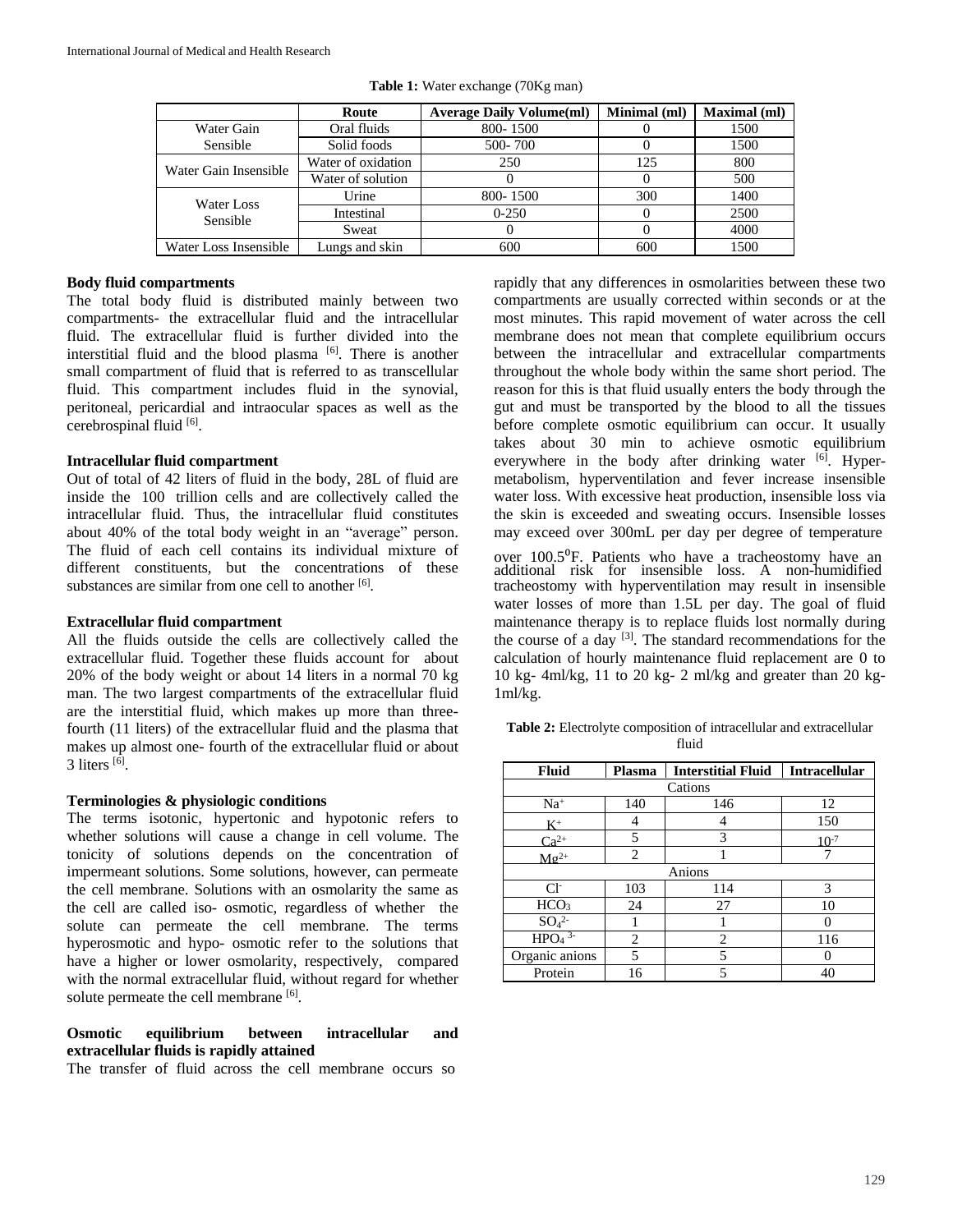**Table 1:** Water exchange (70Kg man)

| | Route | Average Daily Volume(ml) | Minimal (ml) | Maximal (ml) |
|---|---|---|---|---|
| Water Gain Sensible | Oral fluids | 800- 1500 | 0 | 1500 |
| | Solid foods | 500- 700 | 0 | 1500 |
| Water Gain Insensible | Water of oxidation | 250 | 125 | 800 |
| | Water of solution | 0 | 0 | 500 |
| Water Loss Sensible | Urine | 800- 1500 | 300 | 1400 |
| | Intestinal | 0-250 | 0 | 2500 |
| | Sweat | 0 | 0 | 4000 |
| Water Loss Insensible | Lungs and skin | 600 | 600 | 1500 |

### Body fluid compartments

The total body fluid is distributed mainly between two compartments- the extracellular fluid and the intracellular fluid. The extracellular fluid is further divided into the interstitial fluid and the blood plasma [6]. There is another small compartment of fluid that is referred to as transcellular fluid. This compartment includes fluid in the synovial, peritoneal, pericardial and intraocular spaces as well as the cerebrospinal fluid [6].

### Intracellular fluid compartment

Out of total of 42 liters of fluid in the body, 28L of fluid are inside the 100 trillion cells and are collectively called the intracellular fluid. Thus, the intracellular fluid constitutes about 40% of the total body weight in an "average" person. The fluid of each cell contains its individual mixture of different constituents, but the concentrations of these substances are similar from one cell to another [6].

### Extracellular fluid compartment

All the fluids outside the cells are collectively called the extracellular fluid. Together these fluids account for about 20% of the body weight or about 14 liters in a normal 70 kg man. The two largest compartments of the extracellular fluid are the interstitial fluid, which makes up more than three-fourth (11 liters) of the extracellular fluid and the plasma that makes up almost one- fourth of the extracellular fluid or about 3 liters [6].

### Terminologies & physiologic conditions

The terms isotonic, hypertonic and hypotonic refers to whether solutions will cause a change in cell volume. The tonicity of solutions depends on the concentration of impermeant solutions. Some solutions, however, can permeate the cell membrane. Solutions with an osmolarity the same as the cell are called iso- osmotic, regardless of whether the solute can permeate the cell membrane. The terms hyperosmotic and hypo- osmotic refer to the solutions that have a higher or lower osmolarity, respectively, compared with the normal extracellular fluid, without regard for whether solute permeate the cell membrane [6].

### Osmotic equilibrium between intracellular and extracellular fluids is rapidly attained

The transfer of fluid across the cell membrane occurs so rapidly that any differences in osmolarities between these two compartments are usually corrected within seconds or at the most minutes. This rapid movement of water across the cell membrane does not mean that complete equilibrium occurs between the intracellular and extracellular compartments throughout the whole body within the same short period. The reason for this is that fluid usually enters the body through the gut and must be transported by the blood to all the tissues before complete osmotic equilibrium can occur. It usually takes about 30 min to achieve osmotic equilibrium everywhere in the body after drinking water [6]. Hyper-metabolism, hyperventilation and fever increase insensible water loss. With excessive heat production, insensible loss via the skin is exceeded and sweating occurs. Insensible losses may exceed over 300mL per day per degree of temperature over 100.5$^0$F. Patients who have a tracheostomy have an additional risk for insensible loss. A non-humidified tracheostomy with hyperventilation may result in insensible water losses of more than 1.5L per day. The goal of fluid maintenance therapy is to replace fluids lost normally during the course of a day [3]. The standard recommendations for the calculation of hourly maintenance fluid replacement are 0 to 10 kg- 4ml/kg, 11 to 20 kg- 2 ml/kg and greater than 20 kg- 1ml/kg.

**Table 2:** Electrolyte composition of intracellular and extracellular fluid

| Fluid | Plasma | Interstitial Fluid | Intracellular |
|---|---|---|---|
| Cations | | | |
| $Na^+$ | 140 | 146 | 12 |
| $K^+$ | 4 | 4 | 150 |
| $Ca^{2+}$ | 5 | 3 | $10^{-7}$ |
| $Mg^{2+}$ | 2 | 1 | 7 |
| Anions | | | |
| $Cl^-$ | 103 | 114 | 3 |
| $HCO_3$ | 24 | 27 | 10 |
| $SO_4^{2-}$ | 1 | 1 | 0 |
| $HPO_4^{3-}$ | 2 | 2 | 116 |
| Organic anions | 5 | 5 | 0 |
| Protein | 16 | 5 | 40 |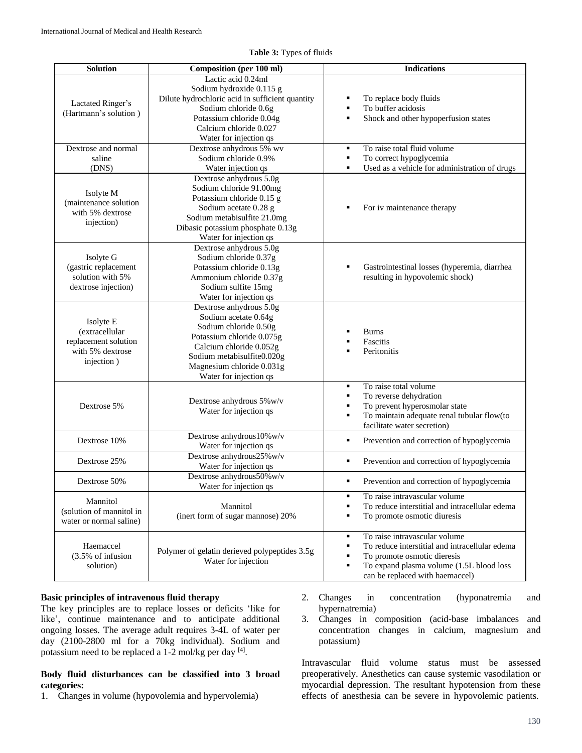**Table 3:** Types of fluids

| Solution | Composition (per 100 ml) | Indications |
|---|---|---|
| Lactated Ringer's (Hartmann's solution ) | Lactic acid 0.24ml<br>Sodium hydroxide 0.115 g<br>Dilute hydrochloric acid in sufficient quantity<br>Sodium chloride 0.6g<br>Potassium chloride 0.04g<br>Calcium chloride 0.027<br>Water for injection qs | ▪ To replace body fluids<br>▪ To buffer acidosis<br>▪ Shock and other hypoperfusion states |
| Dextrose and normal saline (DNS) | Dextrose anhydrous 5% wv<br>Sodium chloride 0.9%<br>Water injection qs | ▪ To raise total fluid volume<br>▪ To correct hypoglycemia<br>▪ Used as a vehicle for administration of drugs |
| Isolyte M (maintenance solution with 5% dextrose injection) | Dextrose anhydrous 5.0g<br>Sodium chloride 91.00mg<br>Potassium chloride 0.15 g<br>Sodium acetate 0.28 g<br>Sodium metabisulfite 21.0mg<br>Dibasic potassium phosphate 0.13g<br>Water for injection qs | ▪ For iv maintenance therapy |
| Isolyte G (gastric replacement solution with 5% dextrose injection) | Dextrose anhydrous 5.0g<br>Sodium chloride 0.37g<br>Potassium chloride 0.13g<br>Ammonium chloride 0.37g<br>Sodium sulfite 15mg<br>Water for injection qs | ▪ Gastrointestinal losses (hyperemia, diarrhea resulting in hypovolemic shock) |
| Isolyte E (extracellular replacement solution with 5% dextrose injection ) | Dextrose anhydrous 5.0g<br>Sodium acetate 0.64g<br>Sodium chloride 0.50g<br>Potassium chloride 0.075g<br>Calcium chloride 0.052g<br>Sodium metabisulfite0.020g<br>Magnesium chloride 0.031g<br>Water for injection qs | ▪ Burns<br>▪ Fascitis<br>▪ Peritonitis |
| Dextrose 5% | Dextrose anhydrous 5%w/v<br>Water for injection qs | ▪ To raise total volume<br>▪ To reverse dehydration<br>▪ To prevent hyperosmolar state<br>▪ To maintain adequate renal tubular flow(to facilitate water secretion) |
| Dextrose 10% | Dextrose anhydrous10%w/v<br>Water for injection qs | ▪ Prevention and correction of hypoglycemia |
| Dextrose 25% | Dextrose anhydrous25%w/v<br>Water for injection qs | ▪ Prevention and correction of hypoglycemia |
| Dextrose 50% | Dextrose anhydrous50%w/v<br>Water for injection qs | ▪ Prevention and correction of hypoglycemia |
| Mannitol (solution of mannitol in water or normal saline) | Mannitol<br>(inert form of sugar mannose) 20% | ▪ To raise intravascular volume<br>▪ To reduce interstitial and intracellular edema<br>▪ To promote osmotic diuresis |
| Haemaccel (3.5% of infusion solution) | Polymer of gelatin derieved polypeptides 3.5g<br>Water for injection | ▪ To raise intravascular volume<br>▪ To reduce interstitial and intracellular edema<br>▪ To promote osmotic dieresis<br>▪ To expand plasma volume (1.5L blood loss can be replaced with haemaccel) |

**Basic principles of intravenous fluid therapy**

The key principles are to replace losses or deficits 'like for like', continue maintenance and to anticipate additional ongoing losses. The average adult requires 3-4L of water per day (2100-2800 ml for a 70kg individual). Sodium and potassium need to be replaced a 1-2 mol/kg per day [4].

**Body fluid disturbances can be classified into 3 broad categories:**

1. Changes in volume (hypovolemia and hypervolemia)
2. Changes in concentration (hyponatremia and hypernatremia)
3. Changes in composition (acid-base imbalances and concentration changes in calcium, magnesium and potassium)

Intravascular fluid volume status must be assessed preoperatively. Anesthetics can cause systemic vasodilation or myocardial depression. The resultant hypotension from these effects of anesthesia can be severe in hypovolemic patients.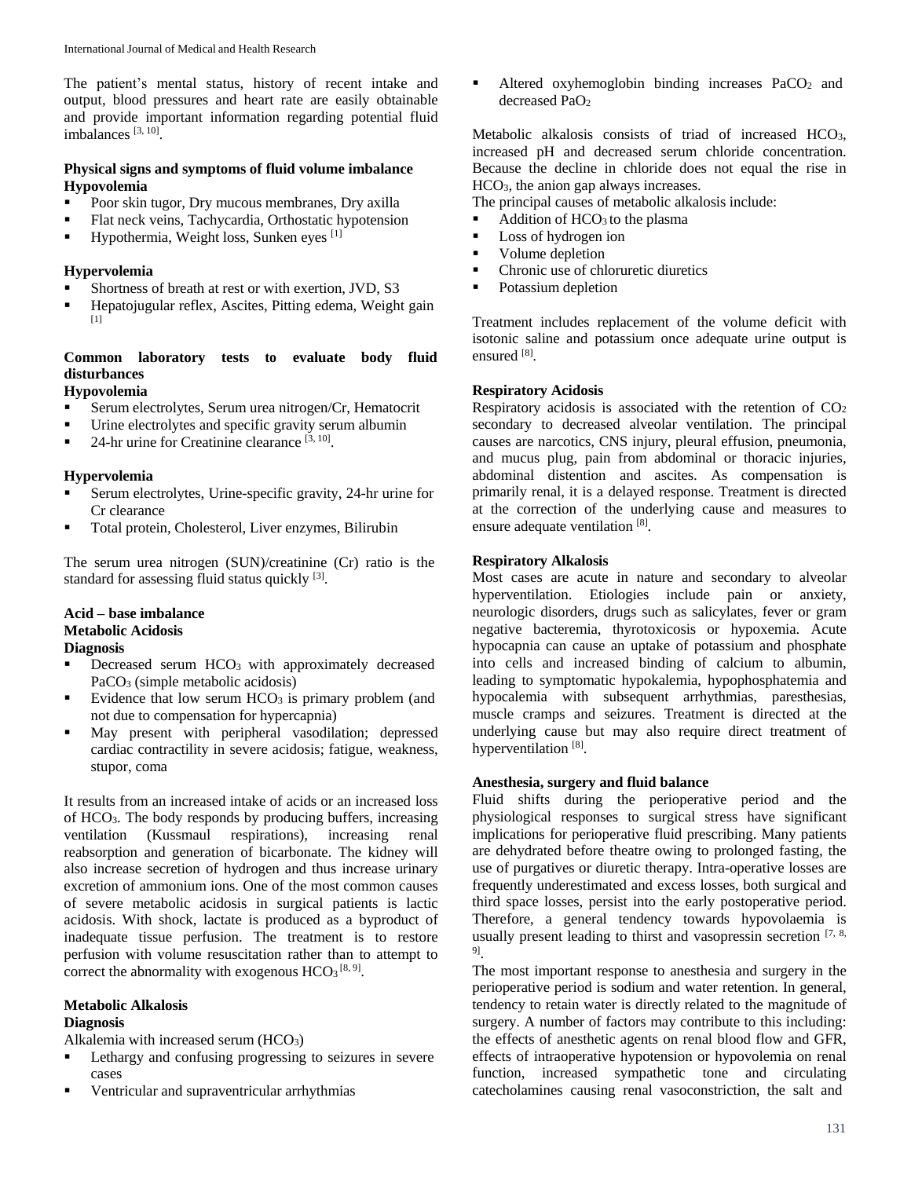The patient's mental status, history of recent intake and output, blood pressures and heart rate are easily obtainable and provide important information regarding potential fluid imbalances [3, 10].

**Physical signs and symptoms of fluid volume imbalance**
**Hypovolemia**

- Poor skin tugor, Dry mucous membranes, Dry axilla
- Flat neck veins, Tachycardia, Orthostatic hypotension
- Hypothermia, Weight loss, Sunken eyes [1]

**Hypervolemia**

- Shortness of breath at rest or with exertion, JVD, S3
- Hepatojugular reflex, Ascites, Pitting edema, Weight gain [1]

**Common laboratory tests to evaluate body fluid disturbances**
**Hypovolemia**

- Serum electrolytes, Serum urea nitrogen/Cr, Hematocrit
- Urine electrolytes and specific gravity serum albumin
- 24-hr urine for Creatinine clearance [3, 10].

**Hypervolemia**

- Serum electrolytes, Urine-specific gravity, 24-hr urine for Cr clearance
- Total protein, Cholesterol, Liver enzymes, Bilirubin

The serum urea nitrogen (SUN)/creatinine (Cr) ratio is the standard for assessing fluid status quickly [3].

**Acid – base imbalance**
**Metabolic Acidosis**
**Diagnosis**

- Decreased serum $HCO_3$ with approximately decreased $PaCO_3$ (simple metabolic acidosis)
- Evidence that low serum $HCO_3$ is primary problem (and not due to compensation for hypercapnia)
- May present with peripheral vasodilation; depressed cardiac contractility in severe acidosis; fatigue, weakness, stupor, coma

It results from an increased intake of acids or an increased loss of $HCO_3$. The body responds by producing buffers, increasing ventilation (Kussmaul respirations), increasing renal reabsorption and generation of bicarbonate. The kidney will also increase secretion of hydrogen and thus increase urinary excretion of ammonium ions. One of the most common causes of severe metabolic acidosis in surgical patients is lactic acidosis. With shock, lactate is produced as a byproduct of inadequate tissue perfusion. The treatment is to restore perfusion with volume resuscitation rather than to attempt to correct the abnormality with exogenous $HCO_3$ [8, 9].

**Metabolic Alkalosis**
**Diagnosis**

Alkalemia with increased serum ($HCO_3$)

- Lethargy and confusing progressing to seizures in severe cases
- Ventricular and supraventricular arrhythmias
- Altered oxyhemoglobin binding increases $PaCO_2$ and decreased $PaO_2$

Metabolic alkalosis consists of triad of increased $HCO_3$, increased pH and decreased serum chloride concentration. Because the decline in chloride does not equal the rise in $HCO_3$, the anion gap always increases.

The principal causes of metabolic alkalosis include:

- Addition of $HCO_3$ to the plasma
- Loss of hydrogen ion
- Volume depletion
- Chronic use of chloruretic diuretics
- Potassium depletion

Treatment includes replacement of the volume deficit with isotonic saline and potassium once adequate urine output is ensured [8].

**Respiratory Acidosis**

Respiratory acidosis is associated with the retention of $CO_2$ secondary to decreased alveolar ventilation. The principal causes are narcotics, CNS injury, pleural effusion, pneumonia, and mucus plug, pain from abdominal or thoracic injuries, abdominal distention and ascites. As compensation is primarily renal, it is a delayed response. Treatment is directed at the correction of the underlying cause and measures to ensure adequate ventilation [8].

**Respiratory Alkalosis**

Most cases are acute in nature and secondary to alveolar hyperventilation. Etiologies include pain or anxiety, neurologic disorders, drugs such as salicylates, fever or gram negative bacteremia, thyrotoxicosis or hypoxemia. Acute hypocapnia can cause an uptake of potassium and phosphate into cells and increased binding of calcium to albumin, leading to symptomatic hypokalemia, hypophosphatemia and hypocalemia with subsequent arrhythmias, paresthesias, muscle cramps and seizures. Treatment is directed at the underlying cause but may also require direct treatment of hyperventilation [8].

**Anesthesia, surgery and fluid balance**

Fluid shifts during the perioperative period and the physiological responses to surgical stress have significant implications for perioperative fluid prescribing. Many patients are dehydrated before theatre owing to prolonged fasting, the use of purgatives or diuretic therapy. Intra-operative losses are frequently underestimated and excess losses, both surgical and third space losses, persist into the early postoperative period. Therefore, a general tendency towards hypovolaemia is usually present leading to thirst and vasopressin secretion [7, 8, 9].

The most important response to anesthesia and surgery in the perioperative period is sodium and water retention. In general, tendency to retain water is directly related to the magnitude of surgery. A number of factors may contribute to this including: the effects of anesthetic agents on renal blood flow and GFR, effects of intraoperative hypotension or hypovolemia on renal function, increased sympathetic tone and circulating catecholamines causing renal vasoconstriction, the salt and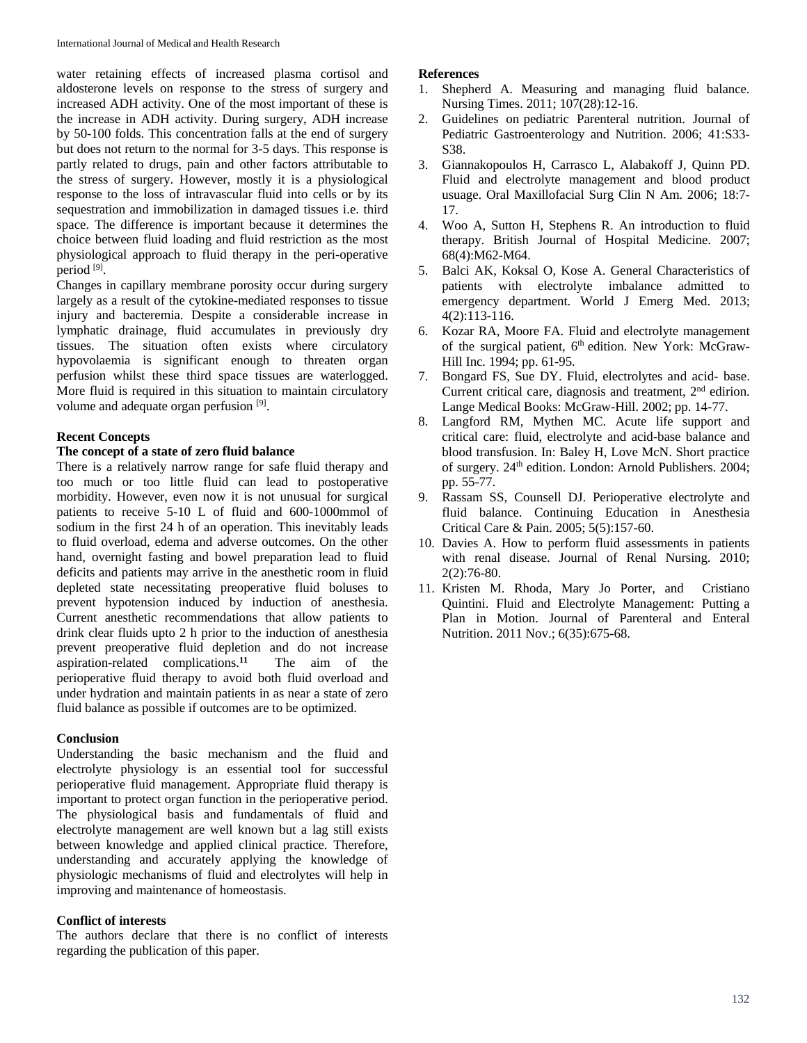water retaining effects of increased plasma cortisol and aldosterone levels on response to the stress of surgery and increased ADH activity. One of the most important of these is the increase in ADH activity. During surgery, ADH increase by 50-100 folds. This concentration falls at the end of surgery but does not return to the normal for 3-5 days. This response is partly related to drugs, pain and other factors attributable to the stress of surgery. However, mostly it is a physiological response to the loss of intravascular fluid into cells or by its sequestration and immobilization in damaged tissues i.e. third space. The difference is important because it determines the choice between fluid loading and fluid restriction as the most physiological approach to fluid therapy in the peri-operative period [9].

Changes in capillary membrane porosity occur during surgery largely as a result of the cytokine-mediated responses to tissue injury and bacteremia. Despite a considerable increase in lymphatic drainage, fluid accumulates in previously dry tissues. The situation often exists where circulatory hypovolaemia is significant enough to threaten organ perfusion whilst these third space tissues are waterlogged. More fluid is required in this situation to maintain circulatory volume and adequate organ perfusion [9].

**Recent Concepts**

**The concept of a state of zero fluid balance**

There is a relatively narrow range for safe fluid therapy and too much or too little fluid can lead to postoperative morbidity. However, even now it is not unusual for surgical patients to receive 5-10 L of fluid and 600-1000mmol of sodium in the first 24 h of an operation. This inevitably leads to fluid overload, edema and adverse outcomes. On the other hand, overnight fasting and bowel preparation lead to fluid deficits and patients may arrive in the anesthetic room in fluid depleted state necessitating preoperative fluid boluses to prevent hypotension induced by induction of anesthesia. Current anesthetic recommendations that allow patients to drink clear fluids upto 2 h prior to the induction of anesthesia prevent preoperative fluid depletion and do not increase aspiration-related complications.[11] The aim of the perioperative fluid therapy to avoid both fluid overload and under hydration and maintain patients in as near a state of zero fluid balance as possible if outcomes are to be optimized.

## Conclusion

Understanding the basic mechanism and the fluid and electrolyte physiology is an essential tool for successful perioperative fluid management. Appropriate fluid therapy is important to protect organ function in the perioperative period. The physiological basis and fundamentals of fluid and electrolyte management are well known but a lag still exists between knowledge and applied clinical practice. Therefore, understanding and accurately applying the knowledge of physiologic mechanisms of fluid and electrolytes will help in improving and maintenance of homeostasis.

## Conflict of interests

The authors declare that there is no conflict of interests regarding the publication of this paper.

## References

1. Shepherd A. Measuring and managing fluid balance. Nursing Times. 2011; 107(28):12-16.
2. Guidelines on pediatric Parenteral nutrition. Journal of Pediatric Gastroenterology and Nutrition. 2006; 41:S33-S38.
3. Giannakopoulos H, Carrasco L, Alabakoff J, Quinn PD. Fluid and electrolyte management and blood product usuage. Oral Maxillofacial Surg Clin N Am. 2006; 18:7-17.
4. Woo A, Sutton H, Stephens R. An introduction to fluid therapy. British Journal of Hospital Medicine. 2007; 68(4):M62-M64.
5. Balci AK, Koksal O, Kose A. General Characteristics of patients with electrolyte imbalance admitted to emergency department. World J Emerg Med. 2013; 4(2):113-116.
6. Kozar RA, Moore FA. Fluid and electrolyte management of the surgical patient, 6th edition. New York: McGraw-Hill Inc. 1994; pp. 61-95.
7. Bongard FS, Sue DY. Fluid, electrolytes and acid- base. Current critical care, diagnosis and treatment, 2nd edirion. Lange Medical Books: McGraw-Hill. 2002; pp. 14-77.
8. Langford RM, Mythen MC. Acute life support and critical care: fluid, electrolyte and acid-base balance and blood transfusion. In: Baley H, Love McN. Short practice of surgery. 24th edition. London: Arnold Publishers. 2004; pp. 55-77.
9. Rassam SS, Counsell DJ. Perioperative electrolyte and fluid balance. Continuing Education in Anesthesia Critical Care & Pain. 2005; 5(5):157-60.
10. Davies A. How to perform fluid assessments in patients with renal disease. Journal of Renal Nursing. 2010; 2(2):76-80.
11. Kristen M. Rhoda, Mary Jo Porter, and Cristiano Quintini. Fluid and Electrolyte Management: Putting a Plan in Motion. Journal of Parenteral and Enteral Nutrition. 2011 Nov.; 6(35):675-68.